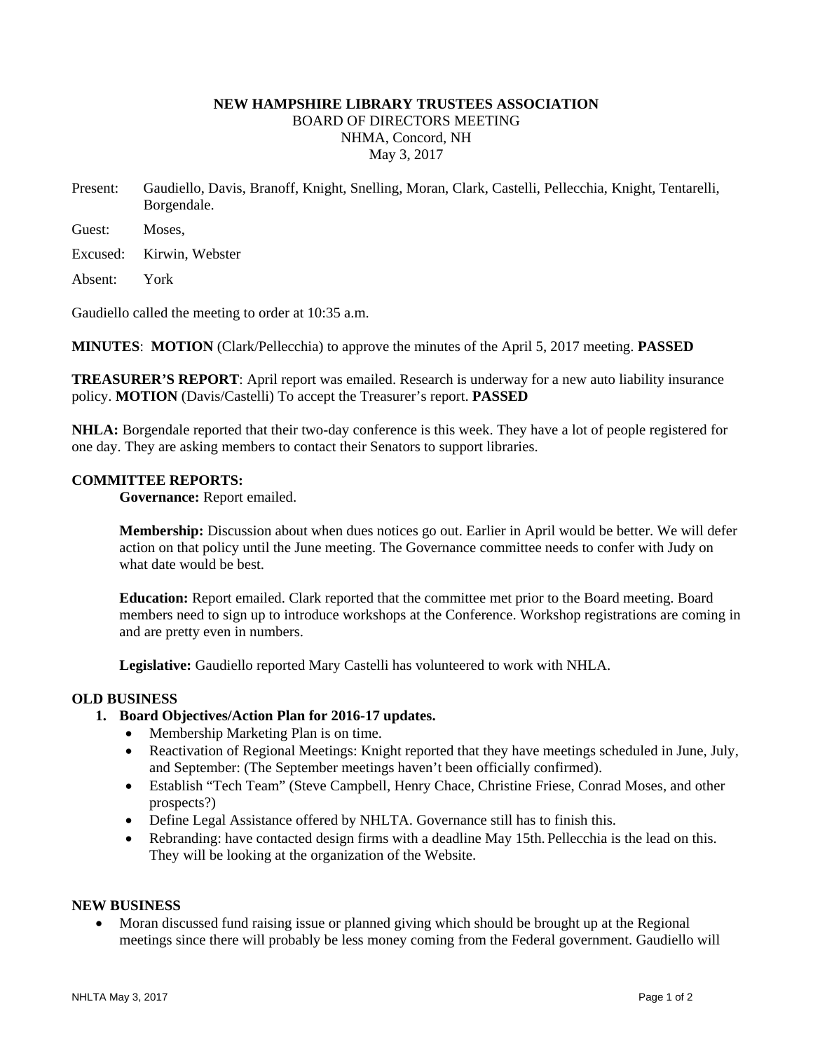**NEW HAMPSHIRE LIBRARY TRUSTEES ASSOCIATION**
BOARD OF DIRECTORS MEETING
NHMA, Concord, NH
May 3, 2017

Present: Gaudiello, Davis, Branoff, Knight, Snelling, Moran, Clark, Castelli, Pellecchia, Knight, Tentarelli, Borgendale.

Guest: Moses,

Excused: Kirwin, Webster

Absent: York

Gaudiello called the meeting to order at 10:35 a.m.

**MINUTES**: **MOTION** (Clark/Pellecchia) to approve the minutes of the April 5, 2017 meeting. **PASSED**

**TREASURER'S REPORT**: April report was emailed. Research is underway for a new auto liability insurance policy. **MOTION** (Davis/Castelli) To accept the Treasurer's report. **PASSED**

**NHLA:** Borgendale reported that their two-day conference is this week. They have a lot of people registered for one day. They are asking members to contact their Senators to support libraries.

**COMMITTEE REPORTS:**

**Governance:** Report emailed.

**Membership:** Discussion about when dues notices go out. Earlier in April would be better. We will defer action on that policy until the June meeting. The Governance committee needs to confer with Judy on what date would be best.

**Education:** Report emailed. Clark reported that the committee met prior to the Board meeting. Board members need to sign up to introduce workshops at the Conference. Workshop registrations are coming in and are pretty even in numbers.

**Legislative:** Gaudiello reported Mary Castelli has volunteered to work with NHLA.

**OLD BUSINESS**

1. **Board Objectives/Action Plan for 2016-17 updates.**
   - Membership Marketing Plan is on time.
   - Reactivation of Regional Meetings: Knight reported that they have meetings scheduled in June, July, and September: (The September meetings haven't been officially confirmed).
   - Establish "Tech Team" (Steve Campbell, Henry Chace, Christine Friese, Conrad Moses, and other prospects?)
   - Define Legal Assistance offered by NHLTA. Governance still has to finish this.
   - Rebranding: have contacted design firms with a deadline May 15th. Pellecchia is the lead on this. They will be looking at the organization of the Website.

**NEW BUSINESS**

- Moran discussed fund raising issue or planned giving which should be brought up at the Regional meetings since there will probably be less money coming from the Federal government. Gaudiello will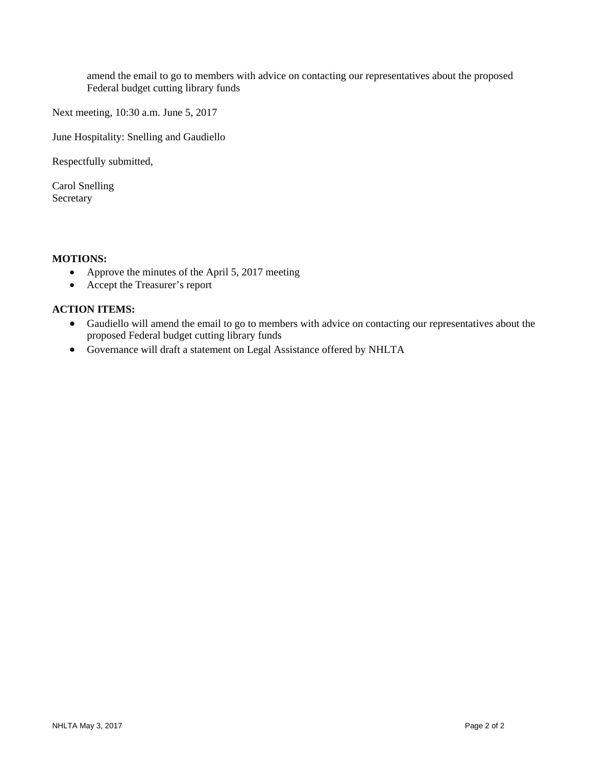amend the email to go to members with advice on contacting our representatives about the proposed Federal budget cutting library funds

Next meeting, 10:30 a.m. June 5, 2017

June Hospitality: Snelling and Gaudiello

Respectfully submitted,

Carol Snelling
Secretary

**MOTIONS:**

- Approve the minutes of the April 5, 2017 meeting
- Accept the Treasurer's report

**ACTION ITEMS:**

- Gaudiello will amend the email to go to members with advice on contacting our representatives about the proposed Federal budget cutting library funds
- Governance will draft a statement on Legal Assistance offered by NHLTA